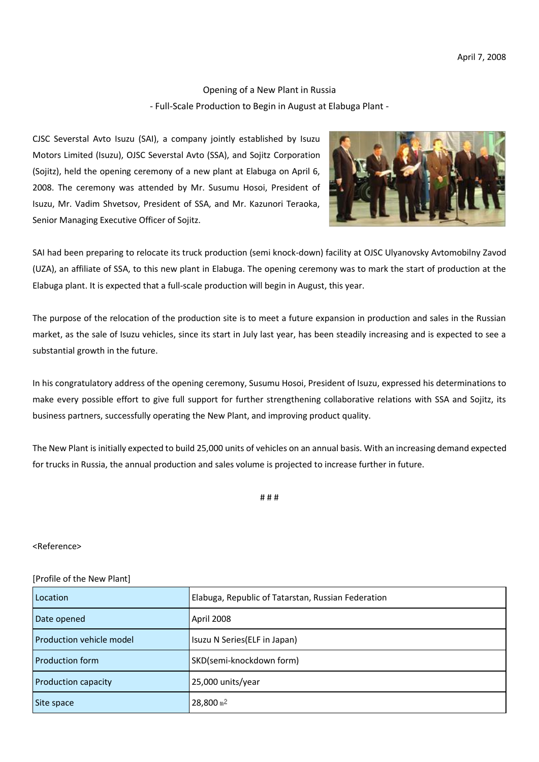April 7, 2008

# Opening of a New Plant in Russia

## - Full-Scale Production to Begin in August at Elabuga Plant -

CJSC Severstal Avto Isuzu (SAI), a company jointly established by Isuzu Motors Limited (Isuzu), OJSC Severstal Avto (SSA), and Sojitz Corporation (Sojitz), held the opening ceremony of a new plant at Elabuga on April 6, 2008. The ceremony was attended by Mr. Susumu Hosoi, President of Isuzu, Mr. Vadim Shvetsov, President of SSA, and Mr. Kazunori Teraoka, Senior Managing Executive Officer of Sojitz.

SAI had been preparing to relocate its truck production (semi knock-down) facility at OJSC Ulyanovsky Avtomobilny Zavod (UZA), an affiliate of SSA, to this new plant in Elabuga. The opening ceremony was to mark the start of production at the Elabuga plant. It is expected that a full-scale production will begin in August, this year.

The purpose of the relocation of the production site is to meet a future expansion in production and sales in the Russian market, as the sale of Isuzu vehicles, since its start in July last year, has been steadily increasing and is expected to see a substantial growth in the future.

In his congratulatory address of the opening ceremony, Susumu Hosoi, President of Isuzu, expressed his determinations to make every possible effort to give full support for further strengthening collaborative relations with SSA and Sojitz, its business partners, successfully operating the New Plant, and improving product quality.

The New Plant is initially expected to build 25,000 units of vehicles on an annual basis. With an increasing demand expected for trucks in Russia, the annual production and sales volume is projected to increase further in future.

# # #

<Reference>

[Profile of the New Plant]

| Location | Elabuga, Republic of Tatarstan, Russian Federation |
|---|---|
| Date opened | April 2008 |
| Production vehicle model | Isuzu N Series(ELF in Japan) |
| Production form | SKD(semi-knockdown form) |
| Production capacity | 25,000 units/year |
| Site space | 28,800 ㎡ |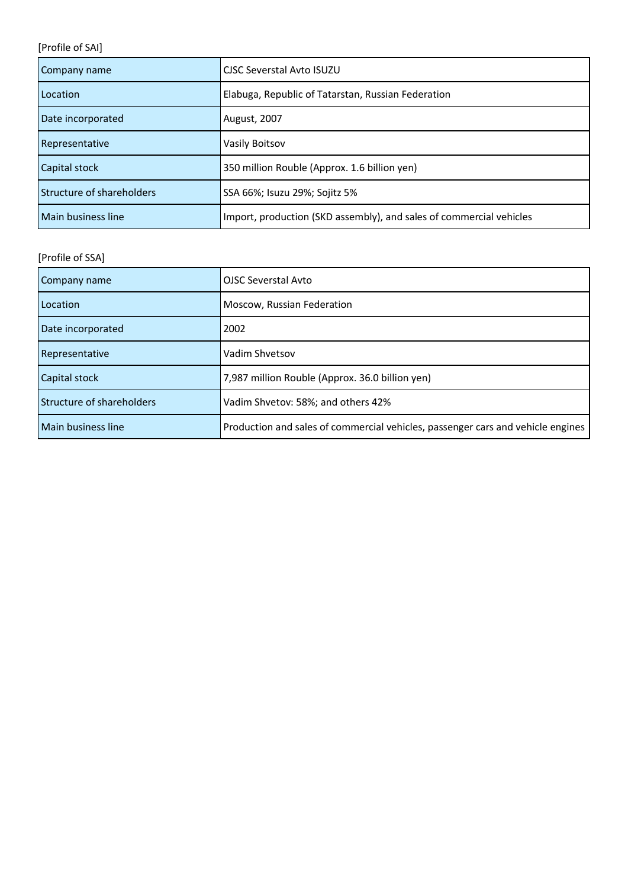[Profile of SAI]

| | |
|---|---|
| Company name | CJSC Severstal Avto ISUZU |
| Location | Elabuga, Republic of Tatarstan, Russian Federation |
| Date incorporated | August, 2007 |
| Representative | Vasily Boitsov |
| Capital stock | 350 million Rouble (Approx. 1.6 billion yen) |
| Structure of shareholders | SSA 66%; Isuzu 29%; Sojitz 5% |
| Main business line | Import, production (SKD assembly), and sales of commercial vehicles |

[Profile of SSA]

| | |
|---|---|
| Company name | OJSC Severstal Avto |
| Location | Moscow, Russian Federation |
| Date incorporated | 2002 |
| Representative | Vadim Shvetsov |
| Capital stock | 7,987 million Rouble (Approx. 36.0 billion yen) |
| Structure of shareholders | Vadim Shvetov: 58%; and others 42% |
| Main business line | Production and sales of commercial vehicles, passenger cars and vehicle engines |